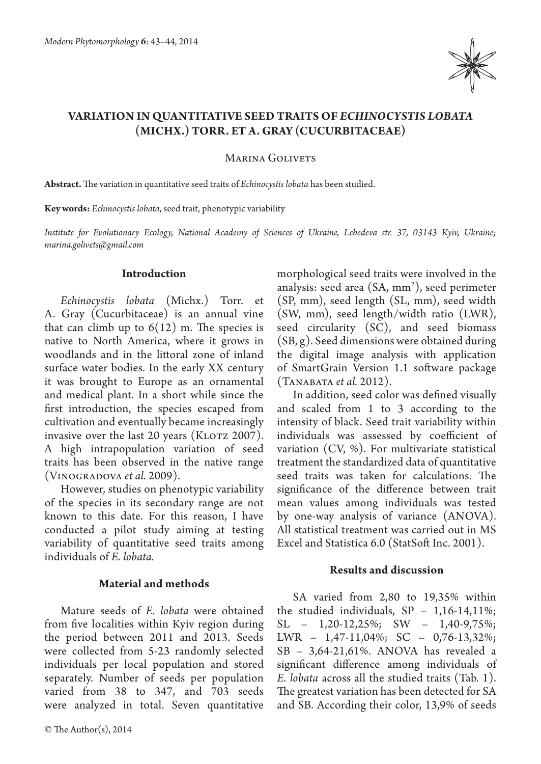# VARIATION IN QUANTITATIVE SEED TRAITS OF *ECHINOCYSTIS LOBATA* (MICHX.) TORR. ET A. GRAY (CUCURBITACEAE)

Marina Golivets

**Abstract.** The variation in quantitative seed traits of *Echinocystis lobata* has been studied.

**Key words:** *Echinocystis lobata*, seed trait, phenotypic variability

*Institute for Evolutionary Ecology, National Academy of Sciences of Ukraine, Lebedeva str. 37, 03143 Kyiv, Ukraine; marina.golivets@gmail.com*

## Introduction

*Echinocystis lobata* (Michx.) Torr. et A. Gray (Cucurbitaceae) is an annual vine that can climb up to 6(12) m. The species is native to North America, where it grows in woodlands and in the littoral zone of inland surface water bodies. In the early XX century it was brought to Europe as an ornamental and medical plant. In a short while since the first introduction, the species escaped from cultivation and eventually became increasingly invasive over the last 20 years (Klotz 2007). A high intrapopulation variation of seed traits has been observed in the native range (Vinogradova *et al.* 2009).

However, studies on phenotypic variability of the species in its secondary range are not known to this date. For this reason, I have conducted a pilot study aiming at testing variability of quantitative seed traits among individuals of *E. lobata.*

## Material and methods

Mature seeds of *E. lobata* were obtained from five localities within Kyiv region during the period between 2011 and 2013. Seeds were collected from 5-23 randomly selected individuals per local population and stored separately. Number of seeds per population varied from 38 to 347, and 703 seeds were analyzed in total. Seven quantitative morphological seed traits were involved in the analysis: seed area (SA, $mm^2$), seed perimeter (SP, mm), seed length (SL, mm), seed width (SW, mm), seed length/width ratio (LWR), seed circularity (SC), and seed biomass (SB, g). Seed dimensions were obtained during the digital image analysis with application of SmartGrain Version 1.1 software package (Tanabata *et al.* 2012).

In addition, seed color was defined visually and scaled from 1 to 3 according to the intensity of black. Seed trait variability within individuals was assessed by coefficient of variation (CV, %). For multivariate statistical treatment the standardized data of quantitative seed traits was taken for calculations. The significance of the difference between trait mean values among individuals was tested by one-way analysis of variance (ANOVA). All statistical treatment was carried out in MS Excel and Statistica 6.0 (StatSoft Inc. 2001).

## Results and discussion

SA varied from 2,80 to 19,35% within the studied individuals, SP – 1,16-14,11%; SL – 1,20-12,25%; SW – 1,40-9,75%; LWR – 1,47-11,04%; SC – 0,76-13,32%; SB – 3,64-21,61%. ANOVA has revealed a significant difference among individuals of *E. lobata* across all the studied traits (Tab. 1). The greatest variation has been detected for SA and SB. According their color, 13,9% of seeds

© The Author(s), 2014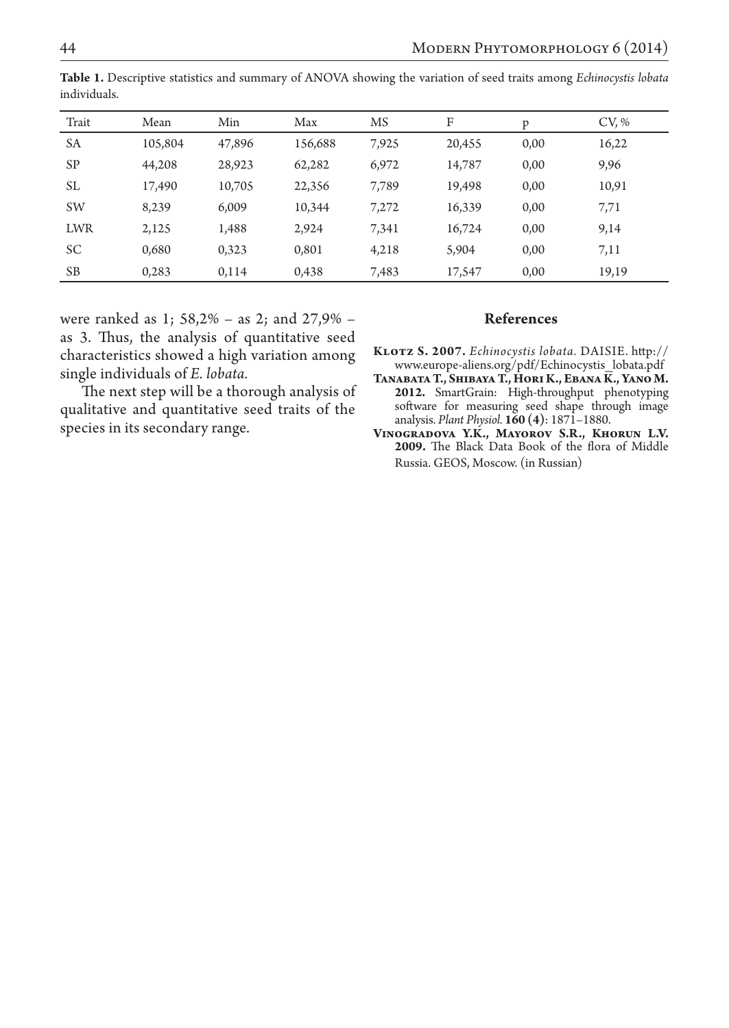**Table 1.** Descriptive statistics and summary of ANOVA showing the variation of seed traits among *Echinocystis lobata* individuals.

| Trait | Mean | Min | Max | MS | F | p | CV, % |
|---|---|---|---|---|---|---|---|
| SA | 105,804 | 47,896 | 156,688 | 7,925 | 20,455 | 0,00 | 16,22 |
| SP | 44,208 | 28,923 | 62,282 | 6,972 | 14,787 | 0,00 | 9,96 |
| SL | 17,490 | 10,705 | 22,356 | 7,789 | 19,498 | 0,00 | 10,91 |
| SW | 8,239 | 6,009 | 10,344 | 7,272 | 16,339 | 0,00 | 7,71 |
| LWR | 2,125 | 1,488 | 2,924 | 7,341 | 16,724 | 0,00 | 9,14 |
| SC | 0,680 | 0,323 | 0,801 | 4,218 | 5,904 | 0,00 | 7,11 |
| SB | 0,283 | 0,114 | 0,438 | 7,483 | 17,547 | 0,00 | 19,19 |

were ranked as 1; 58,2% – as 2; and 27,9% – as 3. Thus, the analysis of quantitative seed characteristics showed a high variation among single individuals of *E. lobata*.

The next step will be a thorough analysis of qualitative and quantitative seed traits of the species in its secondary range.

## References

**Klotz S. 2007.** *Echinocystis lobata.* DAISIE. http://www.europe-aliens.org/pdf/Echinocystis_lobata.pdf

**Tanabata T., Shibaya T., Hori K., Ebana K., Yano M. 2012.** SmartGrain: High-throughput phenotyping software for measuring seed shape through image analysis. *Plant Physiol.* **160 (4)**: 1871–1880.

**Vinogradova Y.K., Mayorov S.R., Khorun L.V. 2009.** The Black Data Book of the flora of Middle Russia. GEOS, Moscow. (in Russian)